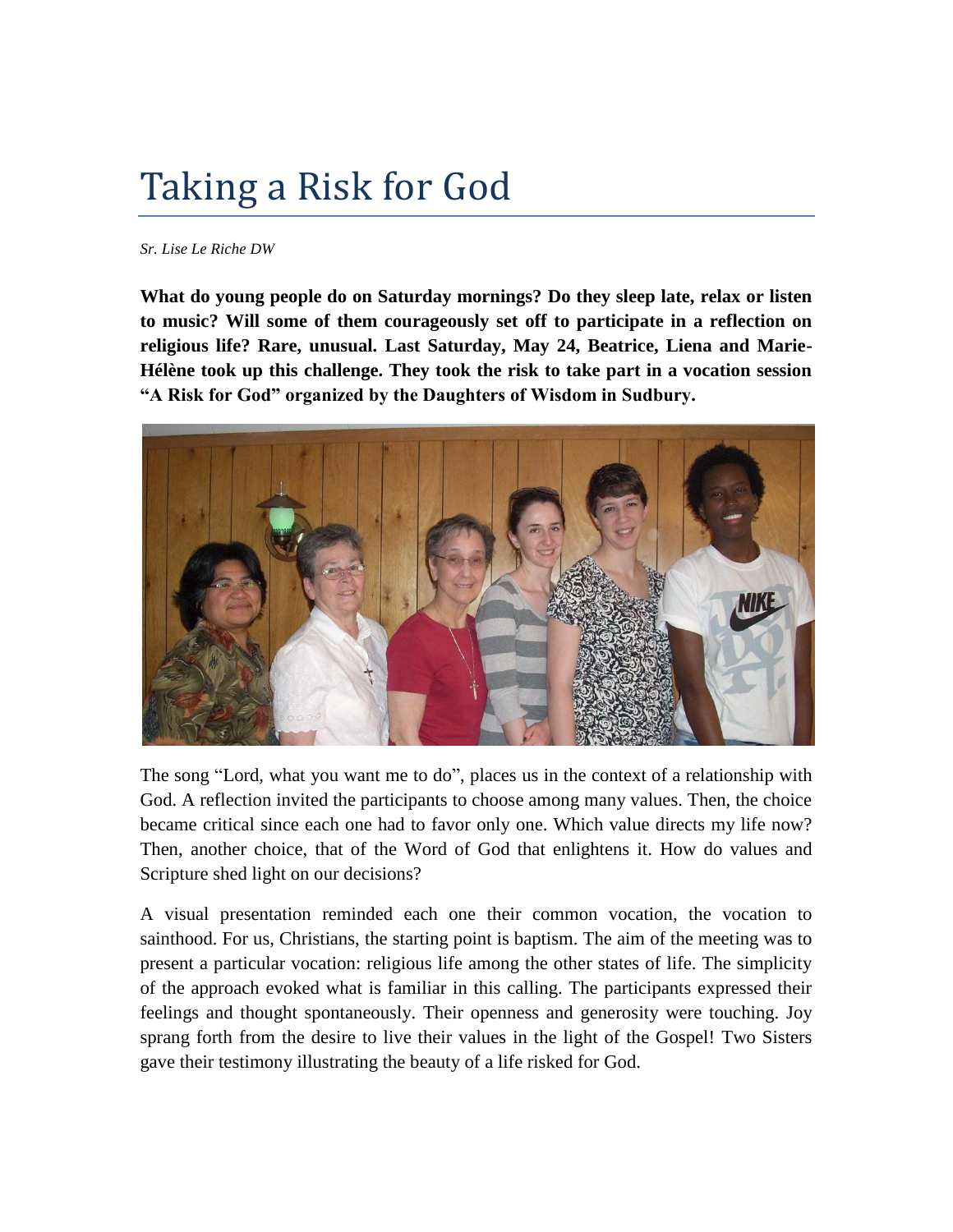# Taking a Risk for God

*Sr. Lise Le Riche DW*

**What do young people do on Saturday mornings? Do they sleep late, relax or listen to music? Will some of them courageously set off to participate in a reflection on religious life? Rare, unusual. Last Saturday, May 24, Beatrice, Liena and Marie-Hélène took up this challenge. They took the risk to take part in a vocation session "A Risk for God" organized by the Daughters of Wisdom in Sudbury.**

The song "Lord, what you want me to do", places us in the context of a relationship with God. A reflection invited the participants to choose among many values. Then, the choice became critical since each one had to favor only one. Which value directs my life now? Then, another choice, that of the Word of God that enlightens it. How do values and Scripture shed light on our decisions?

A visual presentation reminded each one their common vocation, the vocation to sainthood. For us, Christians, the starting point is baptism. The aim of the meeting was to present a particular vocation: religious life among the other states of life. The simplicity of the approach evoked what is familiar in this calling. The participants expressed their feelings and thought spontaneously. Their openness and generosity were touching. Joy sprang forth from the desire to live their values in the light of the Gospel! Two Sisters gave their testimony illustrating the beauty of a life risked for God.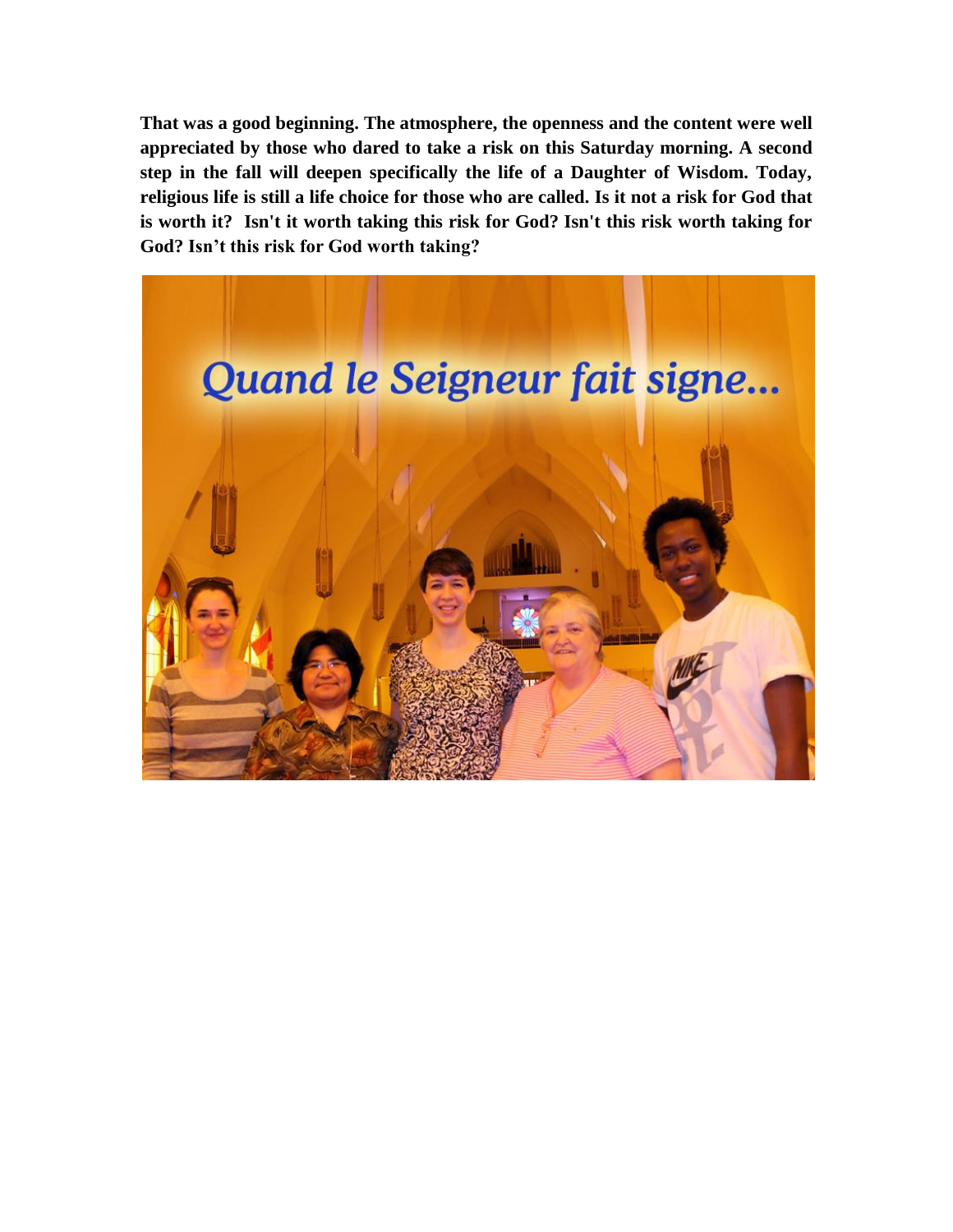**That was a good beginning. The atmosphere, the openness and the content were well appreciated by those who dared to take a risk on this Saturday morning. A second step in the fall will deepen specifically the life of a Daughter of Wisdom. Today, religious life is still a life choice for those who are called. Is it not a risk for God that is worth it? Isn't it worth taking this risk for God? Isn't this risk worth taking for God? Isn't this risk for God worth taking?**